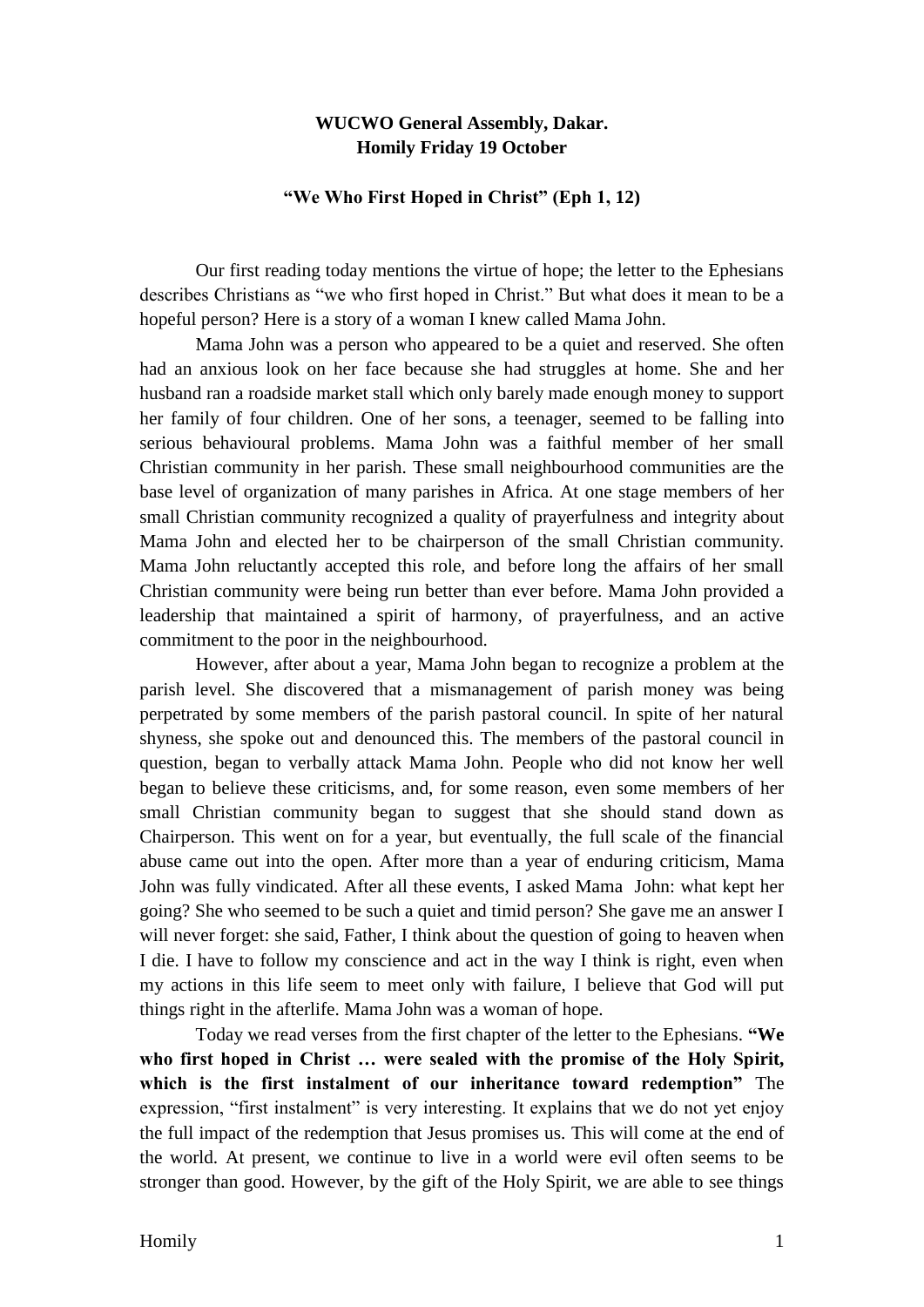**WUCWO General Assembly, Dakar.**
**Homily Friday 19 October**

**"We Who First Hoped in Christ" (Eph 1, 12)**

Our first reading today mentions the virtue of hope; the letter to the Ephesians describes Christians as "we who first hoped in Christ." But what does it mean to be a hopeful person? Here is a story of a woman I knew called Mama John.

Mama John was a person who appeared to be a quiet and reserved. She often had an anxious look on her face because she had struggles at home. She and her husband ran a roadside market stall which only barely made enough money to support her family of four children. One of her sons, a teenager, seemed to be falling into serious behavioural problems. Mama John was a faithful member of her small Christian community in her parish. These small neighbourhood communities are the base level of organization of many parishes in Africa. At one stage members of her small Christian community recognized a quality of prayerfulness and integrity about Mama John and elected her to be chairperson of the small Christian community. Mama John reluctantly accepted this role, and before long the affairs of her small Christian community were being run better than ever before. Mama John provided a leadership that maintained a spirit of harmony, of prayerfulness, and an active commitment to the poor in the neighbourhood.

However, after about a year, Mama John began to recognize a problem at the parish level. She discovered that a mismanagement of parish money was being perpetrated by some members of the parish pastoral council. In spite of her natural shyness, she spoke out and denounced this. The members of the pastoral council in question, began to verbally attack Mama John. People who did not know her well began to believe these criticisms, and, for some reason, even some members of her small Christian community began to suggest that she should stand down as Chairperson. This went on for a year, but eventually, the full scale of the financial abuse came out into the open. After more than a year of enduring criticism, Mama John was fully vindicated. After all these events, I asked Mama John: what kept her going? She who seemed to be such a quiet and timid person? She gave me an answer I will never forget: she said, Father, I think about the question of going to heaven when I die. I have to follow my conscience and act in the way I think is right, even when my actions in this life seem to meet only with failure, I believe that God will put things right in the afterlife. Mama John was a woman of hope.

Today we read verses from the first chapter of the letter to the Ephesians. **"We who first hoped in Christ … were sealed with the promise of the Holy Spirit, which is the first instalment of our inheritance toward redemption"** The expression, "first instalment" is very interesting. It explains that we do not yet enjoy the full impact of the redemption that Jesus promises us. This will come at the end of the world. At present, we continue to live in a world were evil often seems to be stronger than good. However, by the gift of the Holy Spirit, we are able to see things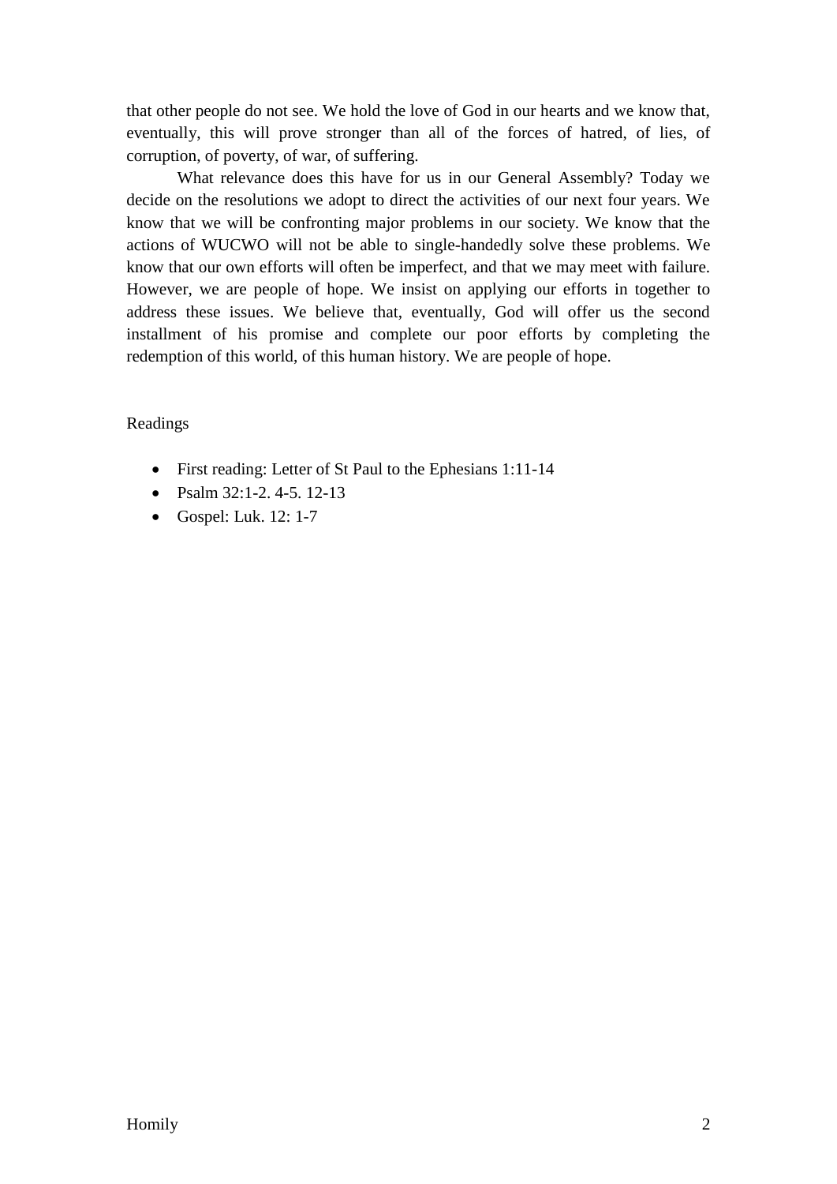that other people do not see. We hold the love of God in our hearts and we know that, eventually, this will prove stronger than all of the forces of hatred, of lies, of corruption, of poverty, of war, of suffering.

What relevance does this have for us in our General Assembly? Today we decide on the resolutions we adopt to direct the activities of our next four years. We know that we will be confronting major problems in our society. We know that the actions of WUCWO will not be able to single-handedly solve these problems. We know that our own efforts will often be imperfect, and that we may meet with failure. However, we are people of hope. We insist on applying our efforts in together to address these issues. We believe that, eventually, God will offer us the second installment of his promise and complete our poor efforts by completing the redemption of this world, of this human history. We are people of hope.

Readings

- First reading: Letter of St Paul to the Ephesians 1:11-14
- Psalm 32:1-2. 4-5. 12-13
- Gospel: Luk. 12: 1-7